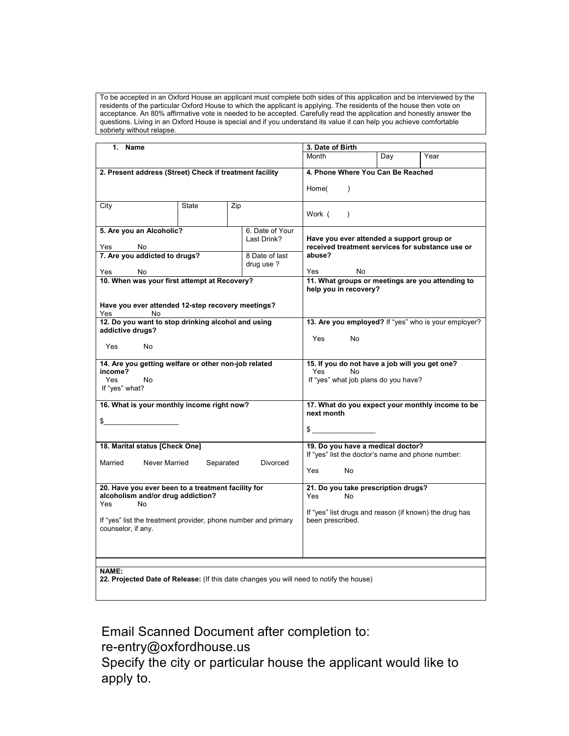To be accepted in an Oxford House an applicant must complete both sides of this application and be interviewed by the residents of the particular Oxford House to which the applicant is applying. The residents of the house then vote on acceptance. An 80% affirmative vote is needed to be accepted. Carefully read the application and honestly answer the questions. Living in an Oxford House is special and if you understand its value it can help you achieve comfortable sobriety without relapse.

| | | | | | | |
|---|---|---|---|---|---|---|
| **1. Name** | | | | **3. Date of Birth** | | |
| | | | | Month | Day | Year |
| **2. Present address (Street) Check if treatment facility** | | | | **4. Phone Where You Can Be Reached**<br><br>Home( ) | | |
| City | State | Zip | | Work ( ) | | |
| **5. Are you an Alcoholic?**<br><br>Yes No | | | 6. Date of Your Last Drink? | **Have you ever attended a support group or received treatment services for substance use or abuse?**<br><br>Yes No | | |
| **7. Are you addicted to drugs?**<br><br>Yes No | | | 8 Date of last drug use ? | | | |
| **10. When was your first attempt at Recovery?**<br><br>**Have you ever attended 12-step recovery meetings?**<br>Yes No | | | | **11. What groups or meetings are you attending to help you in recovery?** | | |
| **12. Do you want to stop drinking alcohol and using addictive drugs?**<br><br>Yes No | | | | **13. Are you employed?** If "yes" who is your employer?<br><br>Yes No | | |
| **14. Are you getting welfare or other non-job related income?**<br>Yes No<br>If "yes" what? | | | | **15. If you do not have a job will you get one?**<br>Yes No<br>If "yes" what job plans do you have? | | |
| **16. What is your monthly income right now?**<br><br>$__________________ | | | | **17. What do you expect your monthly income to be next month**<br><br>$ _______________ | | |
| **18. Marital status [Check One]**<br><br>Married Never Married Separated Divorced | | | | **19. Do you have a medical doctor?**<br>If "yes" list the doctor's name and phone number:<br><br>Yes No | | |
| **20. Have you ever been to a treatment facility for alcoholism and/or drug addiction?**<br>Yes No<br><br>If "yes" list the treatment provider, phone number and primary counselor, if any. | | | | **21. Do you take prescription drugs?**<br>Yes No<br><br>If "yes" list drugs and reason (if known) the drug has been prescribed. | | |

**NAME:**

**22. Projected Date of Release:** (If this date changes you will need to notify the house)

Email Scanned Document after completion to:
re-entry@oxfordhouse.us
Specify the city or particular house the applicant would like to apply to.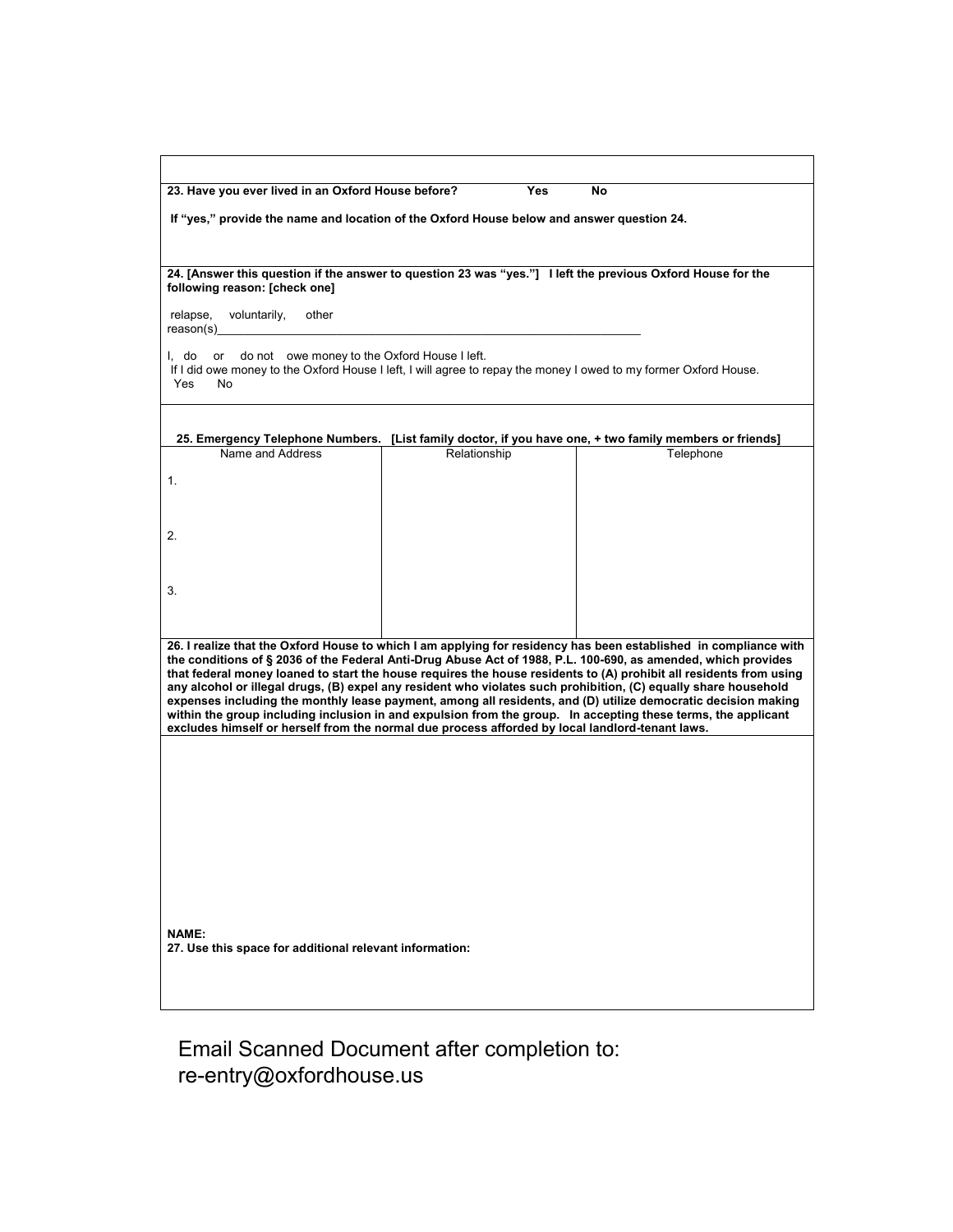**23. Have you ever lived in an Oxford House before? Yes No**

**If "yes," provide the name and location of the Oxford House below and answer question 24.**

**24. [Answer this question if the answer to question 23 was "yes."] I left the previous Oxford House for the following reason: [check one]**

relapse, voluntarily, other reason(s)_________________________________________________________________

I, do or do not owe money to the Oxford House I left.
If I did owe money to the Oxford House I left, I will agree to repay the money I owed to my former Oxford House.
Yes No

**25. Emergency Telephone Numbers. [List family doctor, if you have one, + two family members or friends]**

| Name and Address | Relationship | Telephone |
| --- | --- | --- |
| 1. | | |
| 2. | | |
| 3. | | |

**26. I realize that the Oxford House to which I am applying for residency has been established in compliance with the conditions of § 2036 of the Federal Anti-Drug Abuse Act of 1988, P.L. 100-690, as amended, which provides that federal money loaned to start the house requires the house residents to (A) prohibit all residents from using any alcohol or illegal drugs, (B) expel any resident who violates such prohibition, (C) equally share household expenses including the monthly lease payment, among all residents, and (D) utilize democratic decision making within the group including inclusion in and expulsion from the group. In accepting these terms, the applicant excludes himself or herself from the normal due process afforded by local landlord-tenant laws.**

**NAME:**

**27. Use this space for additional relevant information:**

Email Scanned Document after completion to:
re-entry@oxfordhouse.us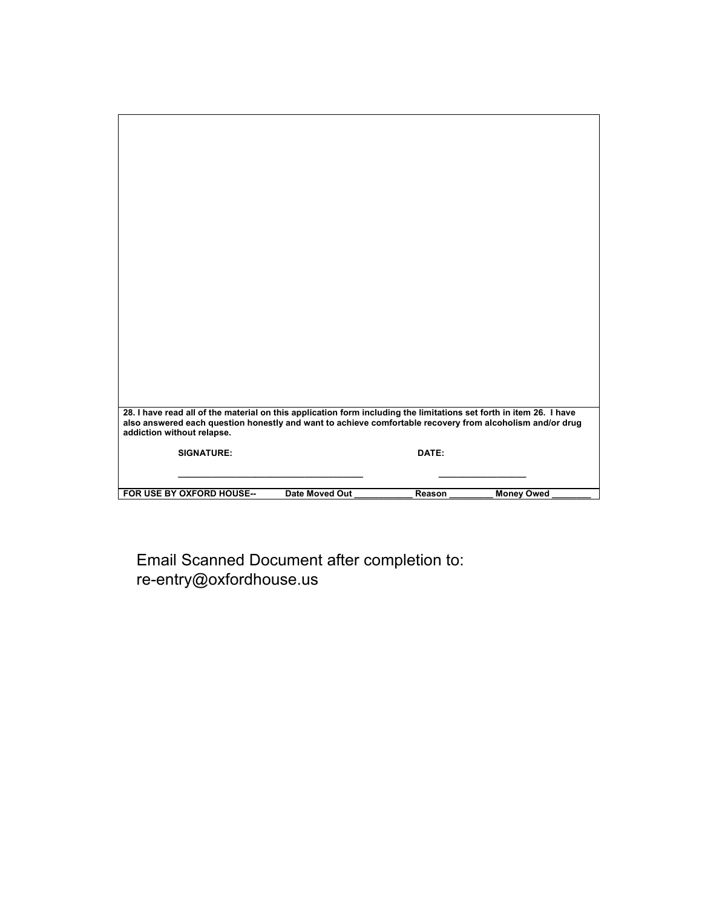**28. I have read all of the material on this application form including the limitations set forth in item 26. I have also answered each question honestly and want to achieve comfortable recovery from alcoholism and/or drug addiction without relapse.**

**SIGNATURE:** ____________________________________ **DATE:** _________________

**FOR USE BY OXFORD HOUSE--** **Date Moved Out** ____________ **Reason** _________ **Money Owed** ________

Email Scanned Document after completion to:
re-entry@oxfordhouse.us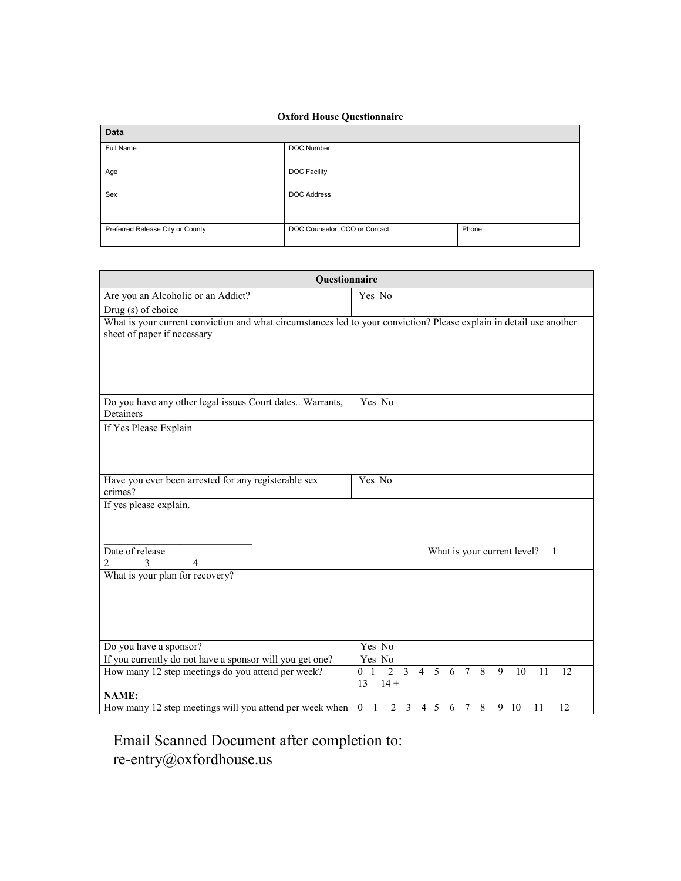**Oxford House Questionnaire**

| Data | | |
|---|---|---|
| Full Name | DOC Number | |
| Age | DOC Facility | |
| Sex | DOC Address | |
| Preferred Release City or County | DOC Counselor, CCO or Contact | Phone |

| Questionnaire | |
|---|---|
| Are you an Alcoholic or an Addict? | Yes No |
| Drug (s) of choice | |
| What is your current conviction and what circumstances led to your conviction? Please explain in detail use another sheet of paper if necessary | |
| Do you have any other legal issues Court dates.. Warrants, Detainers | Yes No |
| If Yes Please Explain | |
| Have you ever been arrested for any registerable sex crimes? | Yes No |
| If yes please explain. | |
| Date of release | What is your current level? 1 2 3 4 |
| What is your plan for recovery? | |
| Do you have a sponsor? | Yes No |
| If you currently do not have a sponsor will you get one? | Yes No |
| How many 12 step meetings do you attend per week? | 0 1 2 3 4 5 6 7 8 9 10 11 12 13 14 + |
| **NAME:** How many 12 step meetings will you attend per week when | 0 1 2 3 4 5 6 7 8 9 10 11 12 |

Email Scanned Document after completion to:
re-entry@oxfordhouse.us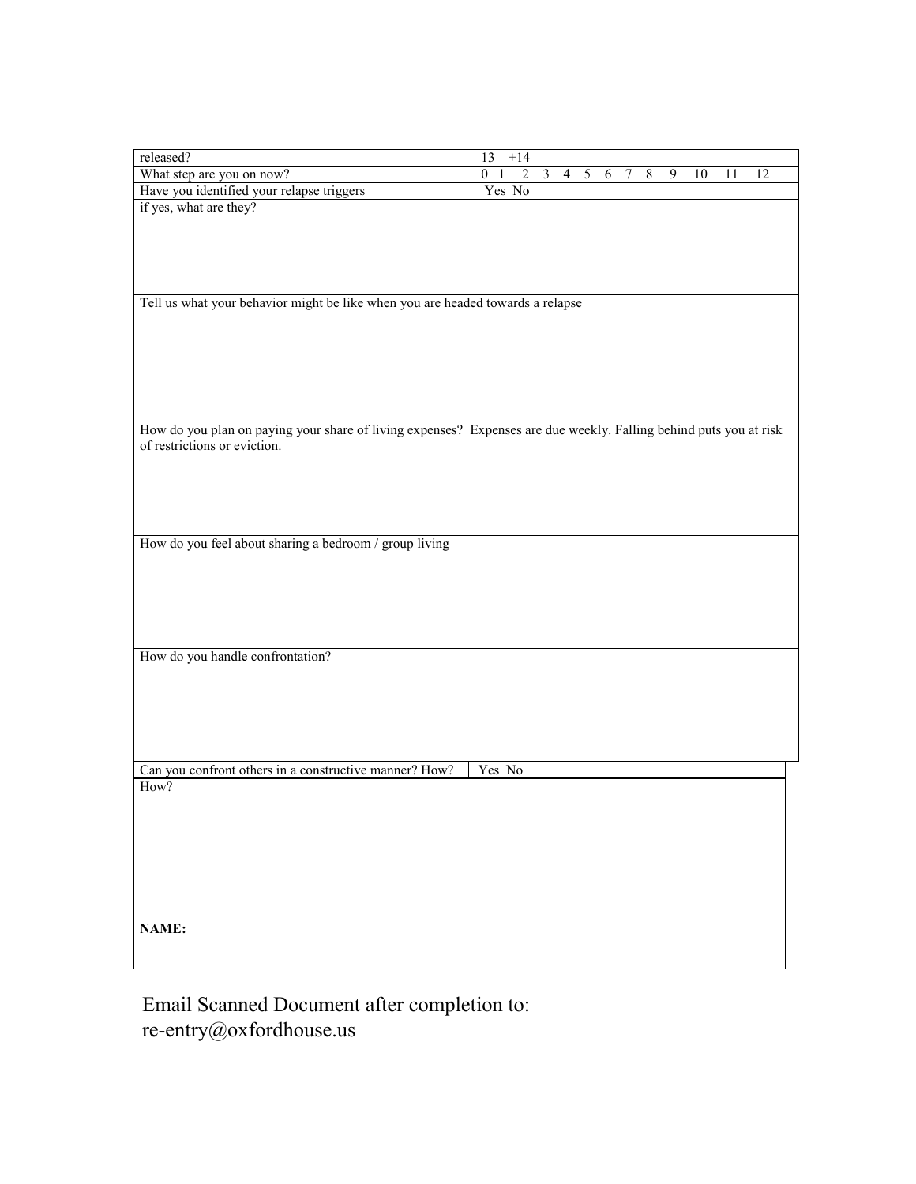| released? | 13 +14 |
|---|---|
| What step are you on now? | 0 1 2 3 4 5 6 7 8 9 10 11 12 |
| Have you identified your relapse triggers | Yes No |

if yes, what are they?

Tell us what your behavior might be like when you are headed towards a relapse

How do you plan on paying your share of living expenses? Expenses are due weekly. Falling behind puts you at risk of restrictions or eviction.

How do you feel about sharing a bedroom / group living

How do you handle confrontation?

| Can you confront others in a constructive manner? How? | Yes No |
|---|---|

How?

**NAME:**

Email Scanned Document after completion to:
re-entry@oxfordhouse.us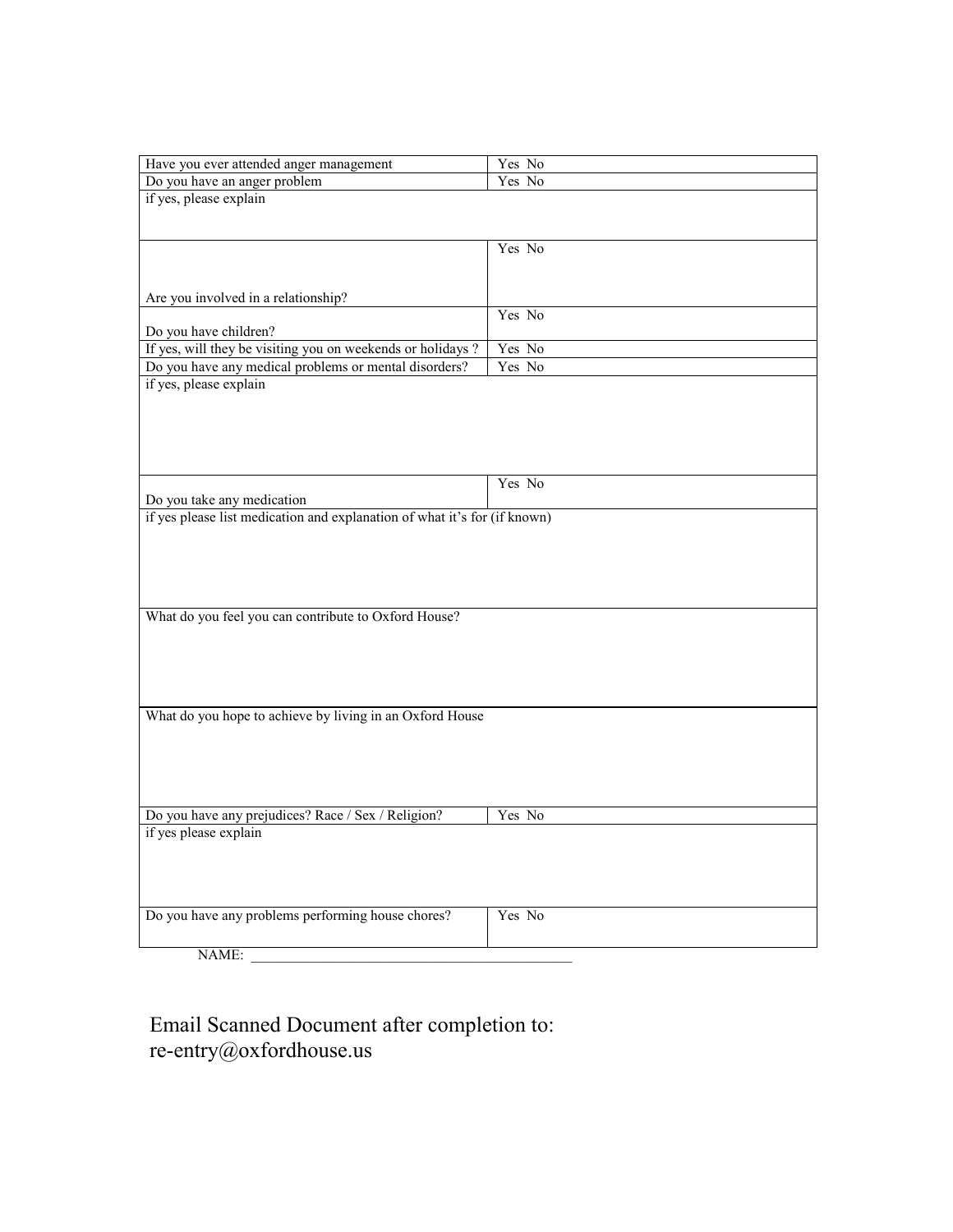| | |
|---|---|
| Have you ever attended anger management | Yes No |
| Do you have an anger problem | Yes No |
| if yes, please explain | |
| Are you involved in a relationship? | Yes No |
| Do you have children? | Yes No |
| If yes, will they be visiting you on weekends or holidays ? | Yes No |
| Do you have any medical problems or mental disorders? | Yes No |
| if yes, please explain | |
| Do you take any medication | Yes No |
| if yes please list medication and explanation of what it's for (if known) | |
| What do you feel you can contribute to Oxford House? | |
| What do you hope to achieve by living in an Oxford House | |
| Do you have any prejudices? Race / Sex / Religion? | Yes No |
| if yes please explain | |
| Do you have any problems performing house chores? | Yes No |

NAME: ______________________________________________

Email Scanned Document after completion to:
re-entry@oxfordhouse.us